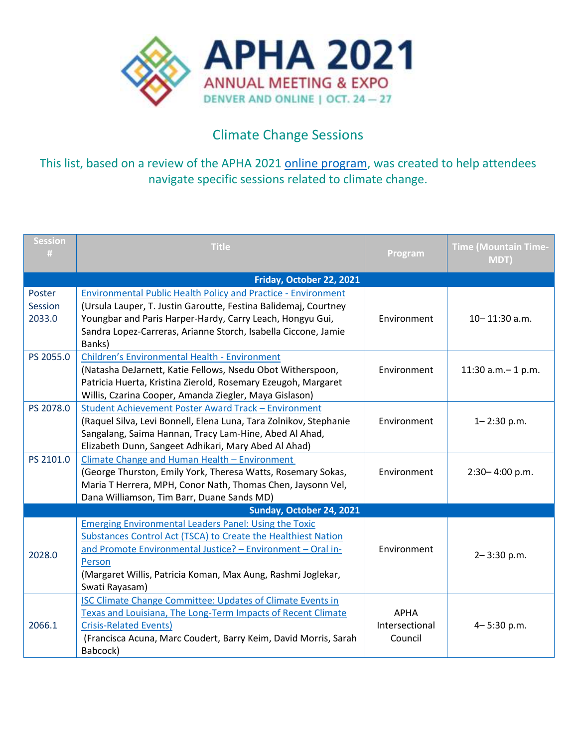# APHA 2021 ANNUAL MEETING & EXPO

DENVER AND ONLINE | OCT. 24 — 27

## Climate Change Sessions

This list, based on a review of the APHA 2021 online program, was created to help attendees navigate specific sessions related to climate change.

| Session # | Title | Program | Time (Mountain Time-MDT) |
|---|---|---|---|
| **Friday, October 22, 2021** | | | |
| Poster Session 2033.0 | Environmental Public Health Policy and Practice - Environment (Ursula Lauper, T. Justin Garoutte, Festina Balidemaj, Courtney Youngbar and Paris Harper-Hardy, Carry Leach, Hongyu Gui, Sandra Lopez-Carreras, Arianne Storch, Isabella Ciccone, Jamie Banks) | Environment | 10– 11:30 a.m. |
| PS 2055.0 | Children's Environmental Health - Environment (Natasha DeJarnett, Katie Fellows, Nsedu Obot Witherspoon, Patricia Huerta, Kristina Zierold, Rosemary Ezeugoh, Margaret Willis, Czarina Cooper, Amanda Ziegler, Maya Gislason) | Environment | 11:30 a.m.– 1 p.m. |
| PS 2078.0 | Student Achievement Poster Award Track – Environment (Raquel Silva, Levi Bonnell, Elena Luna, Tara Zolnikov, Stephanie Sangalang, Saima Hannan, Tracy Lam-Hine, Abed Al Ahad, Elizabeth Dunn, Sangeet Adhikari, Mary Abed Al Ahad) | Environment | 1– 2:30 p.m. |
| PS 2101.0 | Climate Change and Human Health – Environment (George Thurston, Emily York, Theresa Watts, Rosemary Sokas, Maria T Herrera, MPH, Conor Nath, Thomas Chen, Jaysonn Vel, Dana Williamson, Tim Barr, Duane Sands MD) | Environment | 2:30– 4:00 p.m. |
| **Sunday, October 24, 2021** | | | |
| 2028.0 | Emerging Environmental Leaders Panel: Using the Toxic Substances Control Act (TSCA) to Create the Healthiest Nation and Promote Environmental Justice? – Environment – Oral in-Person (Margaret Willis, Patricia Koman, Max Aung, Rashmi Joglekar, Swati Rayasam) | Environment | 2– 3:30 p.m. |
| 2066.1 | ISC Climate Change Committee: Updates of Climate Events in Texas and Louisiana, The Long-Term Impacts of Recent Climate Crisis-Related Events) (Francisca Acuna, Marc Coudert, Barry Keim, David Morris, Sarah Babcock) | APHA Intersectional Council | 4– 5:30 p.m. |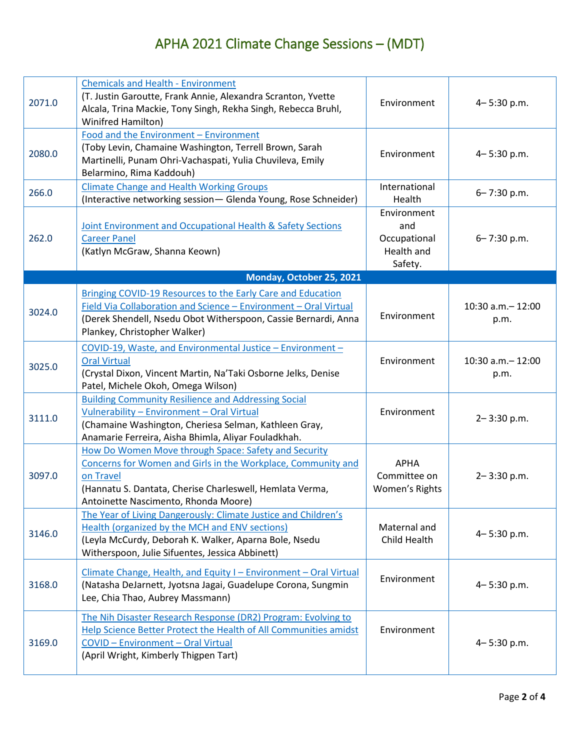# APHA 2021 Climate Change Sessions – (MDT)

| | | | |
|---|---|---|---|
| 2071.0 | Chemicals and Health - Environment<br>(T. Justin Garoutte, Frank Annie, Alexandra Scranton, Yvette Alcala, Trina Mackie, Tony Singh, Rekha Singh, Rebecca Bruhl, Winifred Hamilton) | Environment | 4– 5:30 p.m. |
| 2080.0 | Food and the Environment – Environment<br>(Toby Levin, Chamaine Washington, Terrell Brown, Sarah Martinelli, Punam Ohri-Vachaspati, Yulia Chuvileva, Emily Belarmino, Rima Kaddouh) | Environment | 4– 5:30 p.m. |
| 266.0 | Climate Change and Health Working Groups<br>(Interactive networking session— Glenda Young, Rose Schneider) | International Health | 6– 7:30 p.m. |
| 262.0 | Joint Environment and Occupational Health & Safety Sections Career Panel<br>(Katlyn McGraw, Shanna Keown) | Environment and Occupational Health and Safety. | 6– 7:30 p.m. |
| **Monday, October 25, 2021** | | | |
| 3024.0 | Bringing COVID-19 Resources to the Early Care and Education Field Via Collaboration and Science – Environment – Oral Virtual<br>(Derek Shendell, Nsedu Obot Witherspoon, Cassie Bernardi, Anna Plankey, Christopher Walker) | Environment | 10:30 a.m.– 12:00 p.m. |
| 3025.0 | COVID-19, Waste, and Environmental Justice – Environment – Oral Virtual<br>(Crystal Dixon, Vincent Martin, Na'Taki Osborne Jelks, Denise Patel, Michele Okoh, Omega Wilson) | Environment | 10:30 a.m.– 12:00 p.m. |
| 3111.0 | Building Community Resilience and Addressing Social Vulnerability – Environment – Oral Virtual<br>(Chamaine Washington, Cheriesa Selman, Kathleen Gray, Anamarie Ferreira, Aisha Bhimla, Aliyar Fouladkhah. | Environment | 2– 3:30 p.m. |
| 3097.0 | How Do Women Move through Space: Safety and Security Concerns for Women and Girls in the Workplace, Community and on Travel<br>(Hannatu S. Dantata, Cherise Charleswell, Hemlata Verma, Antoinette Nascimento, Rhonda Moore) | APHA Committee on Women's Rights | 2– 3:30 p.m. |
| 3146.0 | The Year of Living Dangerously: Climate Justice and Children's Health (organized by the MCH and ENV sections)<br>(Leyla McCurdy, Deborah K. Walker, Aparna Bole, Nsedu Witherspoon, Julie Sifuentes, Jessica Abbinett) | Maternal and Child Health | 4– 5:30 p.m. |
| 3168.0 | Climate Change, Health, and Equity I – Environment – Oral Virtual<br>(Natasha DeJarnett, Jyotsna Jagai, Guadelupe Corona, Sungmin Lee, Chia Thao, Aubrey Massmann) | Environment | 4– 5:30 p.m. |
| 3169.0 | The Nih Disaster Research Response (DR2) Program: Evolving to Help Science Better Protect the Health of All Communities amidst COVID – Environment – Oral Virtual<br>(April Wright, Kimberly Thigpen Tart) | Environment | 4– 5:30 p.m. |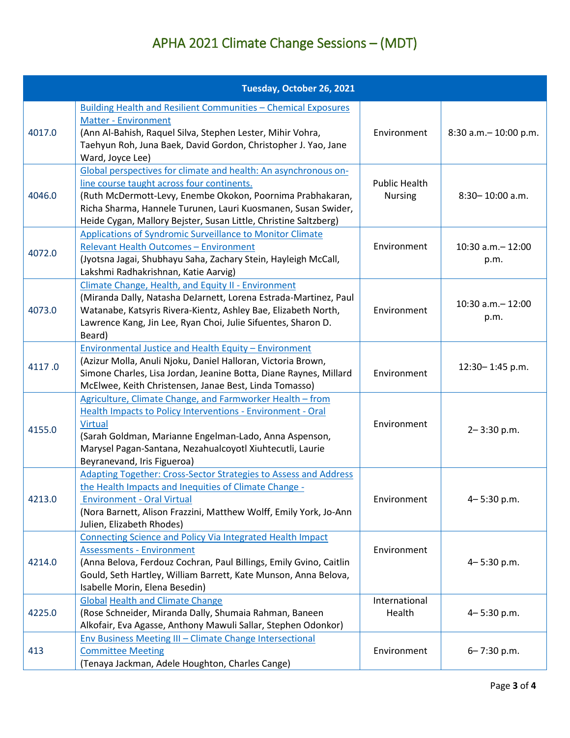# APHA 2021 Climate Change Sessions – (MDT)

| Tuesday, October 26, 2021 | | | |
|---|---|---|---|
| 4017.0 | Building Health and Resilient Communities – Chemical Exposures Matter - Environment (Ann Al-Bahish, Raquel Silva, Stephen Lester, Mihir Vohra, Taehyun Roh, Juna Baek, David Gordon, Christopher J. Yao, Jane Ward, Joyce Lee) | Environment | 8:30 a.m.– 10:00 p.m. |
| 4046.0 | Global perspectives for climate and health: An asynchronous on-line course taught across four continents. (Ruth McDermott-Levy, Enembe Okokon, Poornima Prabhakaran, Richa Sharma, Hannele Turunen, Lauri Kuosmanen, Susan Swider, Heide Cygan, Mallory Bejster, Susan Little, Christine Saltzberg) | Public Health Nursing | 8:30– 10:00 a.m. |
| 4072.0 | Applications of Syndromic Surveillance to Monitor Climate Relevant Health Outcomes – Environment (Jyotsna Jagai, Shubhayu Saha, Zachary Stein, Hayleigh McCall, Lakshmi Radhakrishnan, Katie Aarvig) | Environment | 10:30 a.m.– 12:00 p.m. |
| 4073.0 | Climate Change, Health, and Equity II - Environment (Miranda Dally, Natasha DeJarnett, Lorena Estrada-Martinez, Paul Watanabe, Katsyris Rivera-Kientz, Ashley Bae, Elizabeth North, Lawrence Kang, Jin Lee, Ryan Choi, Julie Sifuentes, Sharon D. Beard) | Environment | 10:30 a.m.– 12:00 p.m. |
| 4117 .0 | Environmental Justice and Health Equity – Environment (Azizur Molla, Anuli Njoku, Daniel Halloran, Victoria Brown, Simone Charles, Lisa Jordan, Jeanine Botta, Diane Raynes, Millard McElwee, Keith Christensen, Janae Best, Linda Tomasso) | Environment | 12:30– 1:45 p.m. |
| 4155.0 | Agriculture, Climate Change, and Farmworker Health – from Health Impacts to Policy Interventions - Environment - Oral Virtual (Sarah Goldman, Marianne Engelman-Lado, Anna Aspenson, Marysel Pagan-Santana, Nezahualcoyotl Xiuhtecutli, Laurie Beyranevand, Iris Figueroa) | Environment | 2– 3:30 p.m. |
| 4213.0 | Adapting Together: Cross-Sector Strategies to Assess and Address the Health Impacts and Inequities of Climate Change - Environment - Oral Virtual (Nora Barnett, Alison Frazzini, Matthew Wolff, Emily York, Jo-Ann Julien, Elizabeth Rhodes) | Environment | 4– 5:30 p.m. |
| 4214.0 | Connecting Science and Policy Via Integrated Health Impact Assessments - Environment (Anna Belova, Ferdouz Cochran, Paul Billings, Emily Gvino, Caitlin Gould, Seth Hartley, William Barrett, Kate Munson, Anna Belova, Isabelle Morin, Elena Besedin) | Environment | 4– 5:30 p.m. |
| 4225.0 | Global Health and Climate Change (Rose Schneider, Miranda Dally, Shumaia Rahman, Baneen Alkofair, Eva Agasse, Anthony Mawuli Sallar, Stephen Odonkor) | International Health | 4– 5:30 p.m. |
| 413 | Env Business Meeting III – Climate Change Intersectional Committee Meeting (Tenaya Jackman, Adele Houghton, Charles Cange) | Environment | 6– 7:30 p.m. |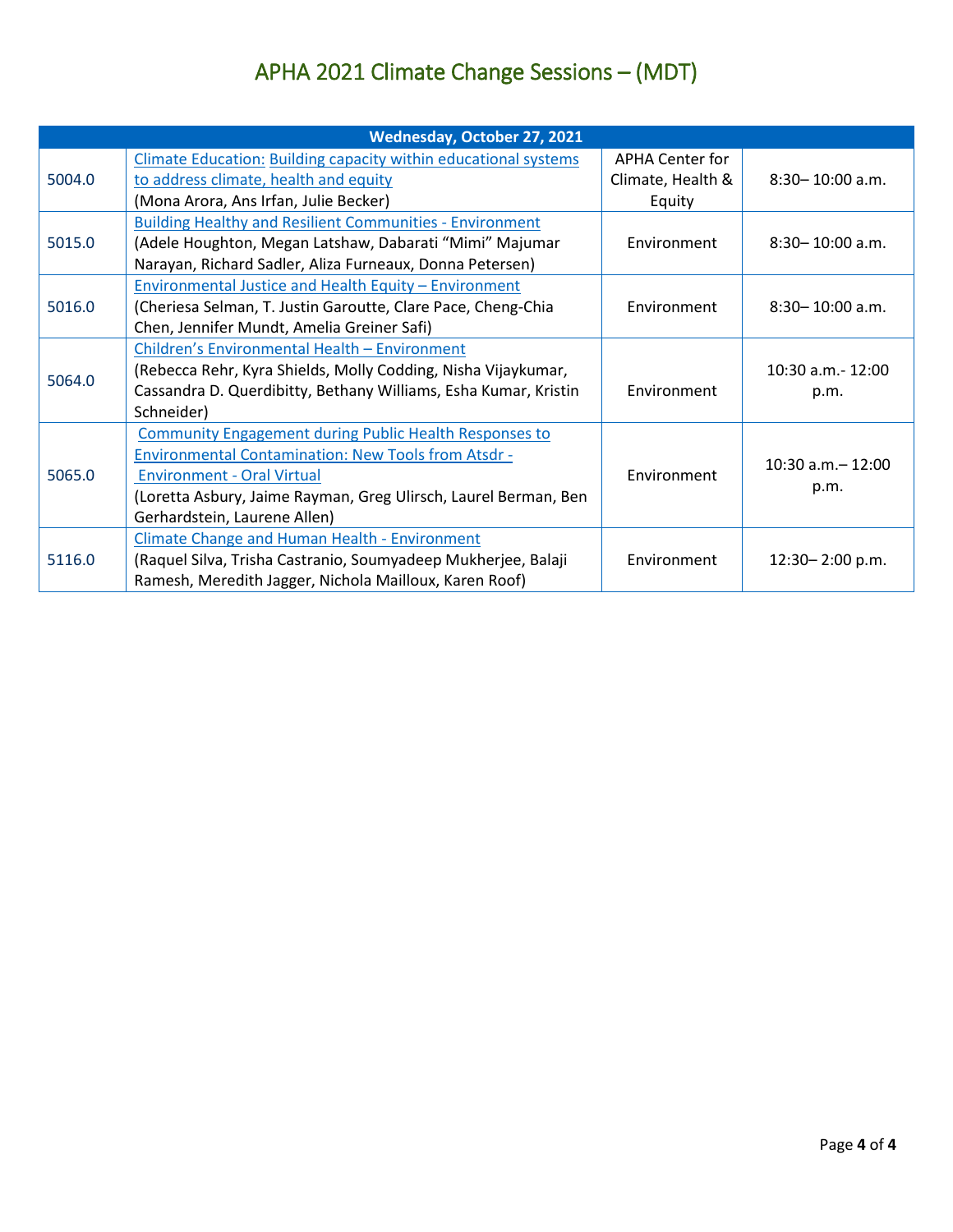# APHA 2021 Climate Change Sessions – (MDT)

| Wednesday, October 27, 2021 | | | |
|---|---|---|---|
| 5004.0 | Climate Education: Building capacity within educational systems to address climate, health and equity (Mona Arora, Ans Irfan, Julie Becker) | APHA Center for Climate, Health & Equity | 8:30– 10:00 a.m. |
| 5015.0 | Building Healthy and Resilient Communities - Environment (Adele Houghton, Megan Latshaw, Dabarati "Mimi" Majumar Narayan, Richard Sadler, Aliza Furneaux, Donna Petersen) | Environment | 8:30– 10:00 a.m. |
| 5016.0 | Environmental Justice and Health Equity – Environment (Cheriesa Selman, T. Justin Garoutte, Clare Pace, Cheng-Chia Chen, Jennifer Mundt, Amelia Greiner Safi) | Environment | 8:30– 10:00 a.m. |
| 5064.0 | Children's Environmental Health – Environment (Rebecca Rehr, Kyra Shields, Molly Codding, Nisha Vijaykumar, Cassandra D. Querdibitty, Bethany Williams, Esha Kumar, Kristin Schneider) | Environment | 10:30 a.m.- 12:00 p.m. |
| 5065.0 | Community Engagement during Public Health Responses to Environmental Contamination: New Tools from Atsdr - Environment - Oral Virtual (Loretta Asbury, Jaime Rayman, Greg Ulirsch, Laurel Berman, Ben Gerhardstein, Laurene Allen) | Environment | 10:30 a.m.– 12:00 p.m. |
| 5116.0 | Climate Change and Human Health - Environment (Raquel Silva, Trisha Castranio, Soumyadeep Mukherjee, Balaji Ramesh, Meredith Jagger, Nichola Mailloux, Karen Roof) | Environment | 12:30– 2:00 p.m. |